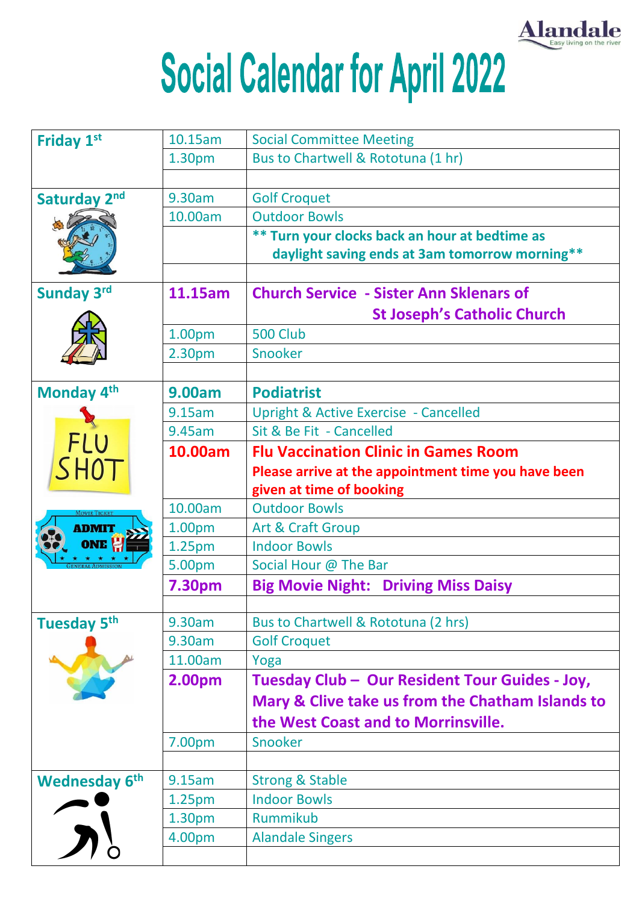Alandale
Easy living on the river

# Social Calendar for April 2022

| Day | Time | Event |
|---|---|---|
| **Friday 1st** | 10.15am | Social Committee Meeting |
| | 1.30pm | Bus to Chartwell & Rototuna (1 hr) |
| | | |
| **Saturday 2nd** | 9.30am | Golf Croquet |
| | 10.00am | Outdoor Bowls |
| | | **\*\* Turn your clocks back an hour at bedtime as daylight saving ends at 3am tomorrow morning\*\*** |
| | | |
| **Sunday 3rd** | **11.15am** | **Church Service - Sister Ann Sklenars of St Joseph's Catholic Church** |
| | 1.00pm | 500 Club |
| | 2.30pm | Snooker |
| | | |
| **Monday 4th** | **9.00am** | **Podiatrist** |
| | 9.15am | Upright & Active Exercise - Cancelled |
| | 9.45am | Sit & Be Fit - Cancelled |
| | **10.00am** | **Flu Vaccination Clinic in Games Room** **Please arrive at the appointment time you have been given at time of booking** |
| | 10.00am | Outdoor Bowls |
| | 1.00pm | Art & Craft Group |
| | 1.25pm | Indoor Bowls |
| | 5.00pm | Social Hour @ The Bar |
| | **7.30pm** | **Big Movie Night: Driving Miss Daisy** |
| | | |
| **Tuesday 5th** | 9.30am | Bus to Chartwell & Rototuna (2 hrs) |
| | 9.30am | Golf Croquet |
| | 11.00am | Yoga |
| | **2.00pm** | **Tuesday Club – Our Resident Tour Guides - Joy, Mary & Clive take us from the Chatham Islands to the West Coast and to Morrinsville.** |
| | 7.00pm | Snooker |
| | | |
| **Wednesday 6th** | 9.15am | Strong & Stable |
| | 1.25pm | Indoor Bowls |
| | 1.30pm | Rummikub |
| | 4.00pm | Alandale Singers |
| | | |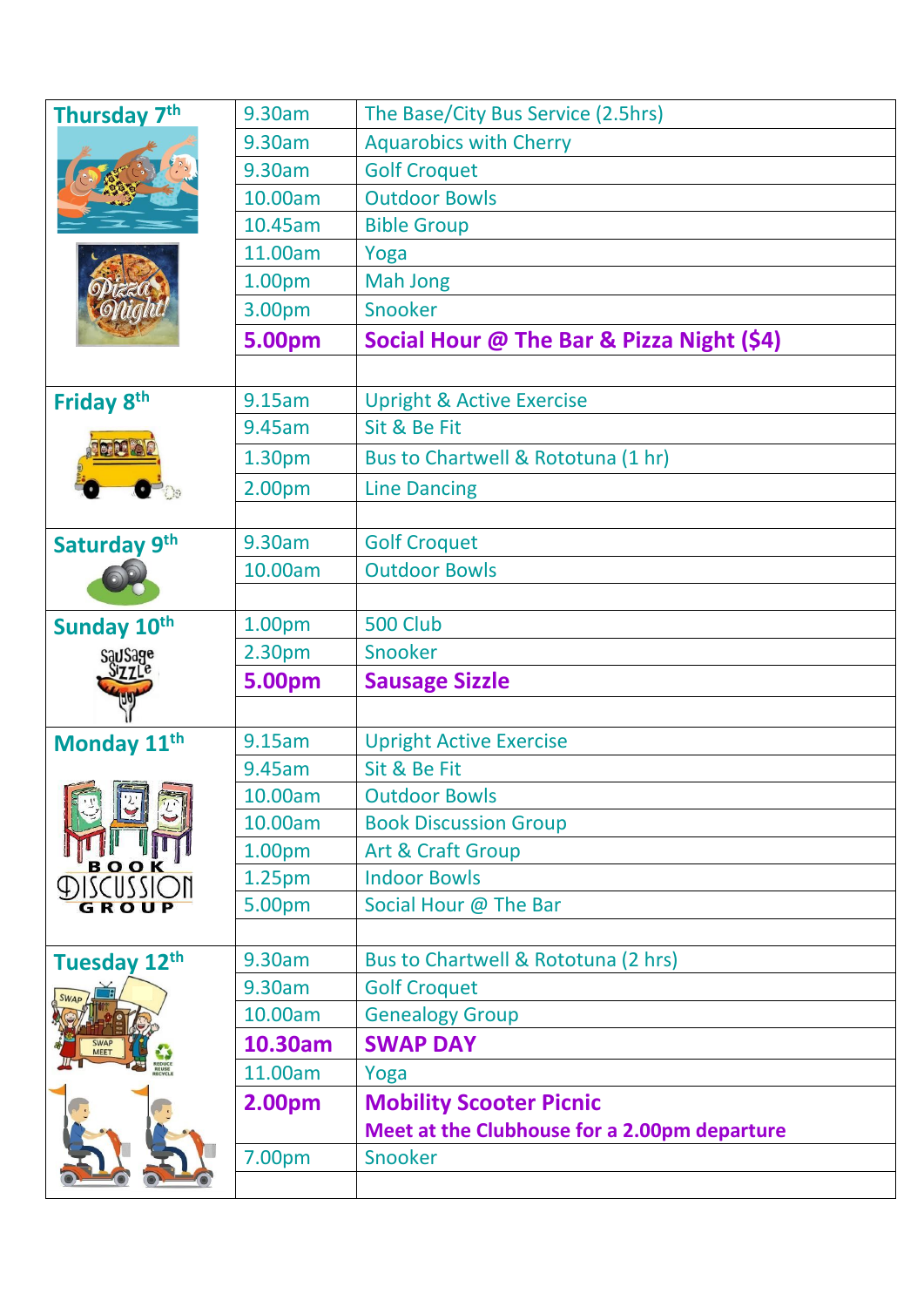| | | |
|---|---|---|
| **Thursday 7th** | 9.30am | The Base/City Bus Service (2.5hrs) |
| | 9.30am | Aquarobics with Cherry |
| | 9.30am | Golf Croquet |
| | 10.00am | Outdoor Bowls |
| | 10.45am | Bible Group |
| | 11.00am | Yoga |
| | 1.00pm | Mah Jong |
| | 3.00pm | Snooker |
| | **5.00pm** | **Social Hour @ The Bar & Pizza Night ($4)** |
| | | |
| **Friday 8th** | 9.15am | Upright & Active Exercise |
| | 9.45am | Sit & Be Fit |
| | 1.30pm | Bus to Chartwell & Rototuna (1 hr) |
| | 2.00pm | Line Dancing |
| | | |
| **Saturday 9th** | 9.30am | Golf Croquet |
| | 10.00am | Outdoor Bowls |
| | | |
| **Sunday 10th** | 1.00pm | 500 Club |
| | 2.30pm | Snooker |
| | **5.00pm** | **Sausage Sizzle** |
| | | |
| **Monday 11th** | 9.15am | Upright Active Exercise |
| | 9.45am | Sit & Be Fit |
| | 10.00am | Outdoor Bowls |
| | 10.00am | Book Discussion Group |
| | 1.00pm | Art & Craft Group |
| | 1.25pm | Indoor Bowls |
| | 5.00pm | Social Hour @ The Bar |
| | | |
| **Tuesday 12th** | 9.30am | Bus to Chartwell & Rototuna (2 hrs) |
| | 9.30am | Golf Croquet |
| | 10.00am | Genealogy Group |
| | **10.30am** | **SWAP DAY** |
| | 11.00am | Yoga |
| | **2.00pm** | **Mobility Scooter Picnic** **Meet at the Clubhouse for a 2.00pm departure** |
| | 7.00pm | Snooker |
| | | |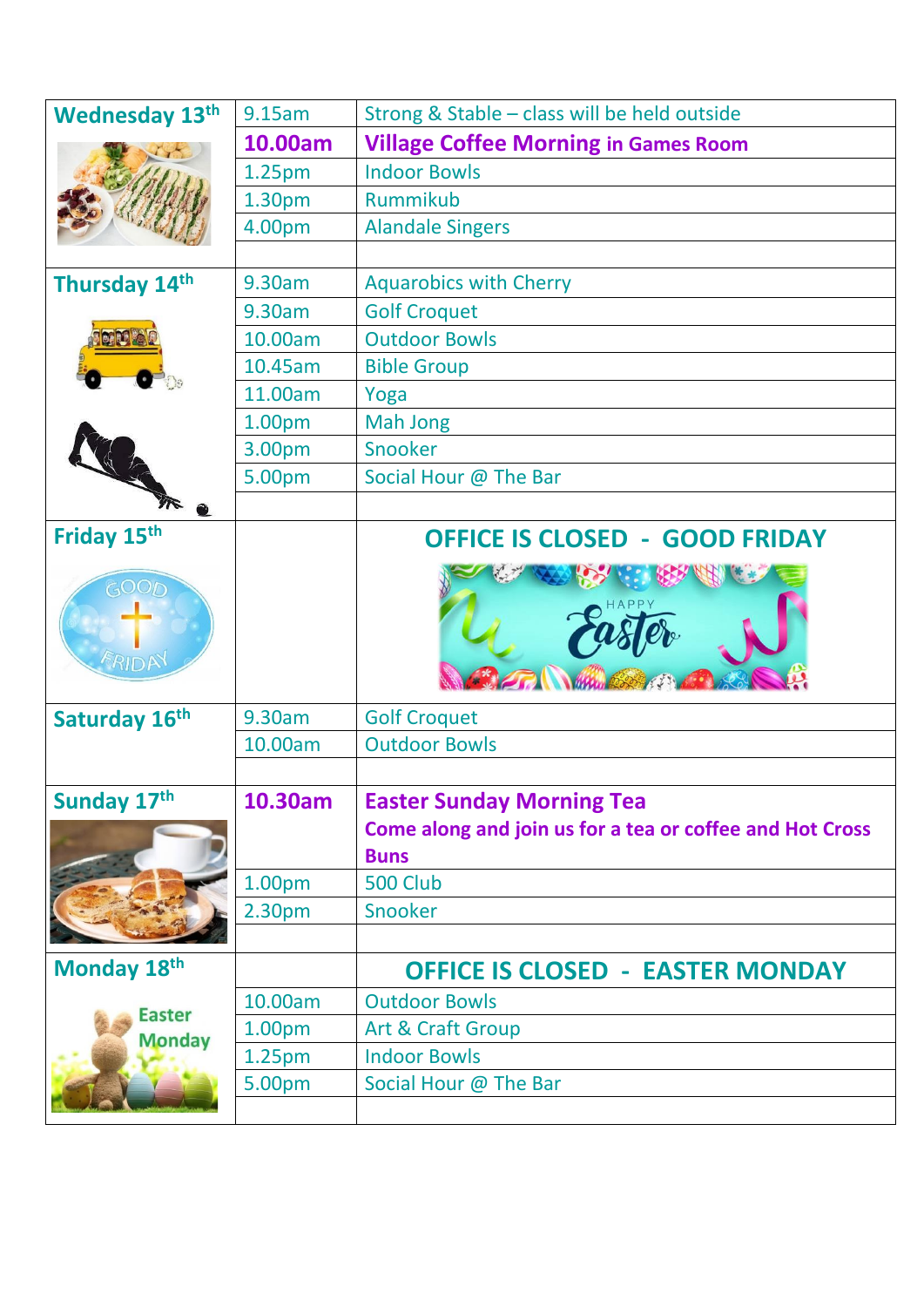| Day | Time | Activity |
| --- | --- | --- |
| **Wednesday 13th** | 9.15am | Strong & Stable – class will be held outside |
| | **10.00am** | **Village Coffee Morning in Games Room** |
| | 1.25pm | Indoor Bowls |
| | 1.30pm | Rummikub |
| | 4.00pm | Alandale Singers |
| | | |
| **Thursday 14th** | 9.30am | Aquarobics with Cherry |
| | 9.30am | Golf Croquet |
| | 10.00am | Outdoor Bowls |
| | 10.45am | Bible Group |
| | 11.00am | Yoga |
| | 1.00pm | Mah Jong |
| | 3.00pm | Snooker |
| | 5.00pm | Social Hour @ The Bar |
| | | |
| **Friday 15th** | | **OFFICE IS CLOSED - GOOD FRIDAY** |
| **Saturday 16th** | 9.30am | Golf Croquet |
| | 10.00am | Outdoor Bowls |
| | | |
| **Sunday 17th** | **10.30am** | **Easter Sunday Morning Tea** <br> **Come along and join us for a tea or coffee and Hot Cross Buns** |
| | 1.00pm | 500 Club |
| | 2.30pm | Snooker |
| | | |
| **Monday 18th** | | **OFFICE IS CLOSED - EASTER MONDAY** |
| | 10.00am | Outdoor Bowls |
| | 1.00pm | Art & Craft Group |
| | 1.25pm | Indoor Bowls |
| | 5.00pm | Social Hour @ The Bar |
| | | |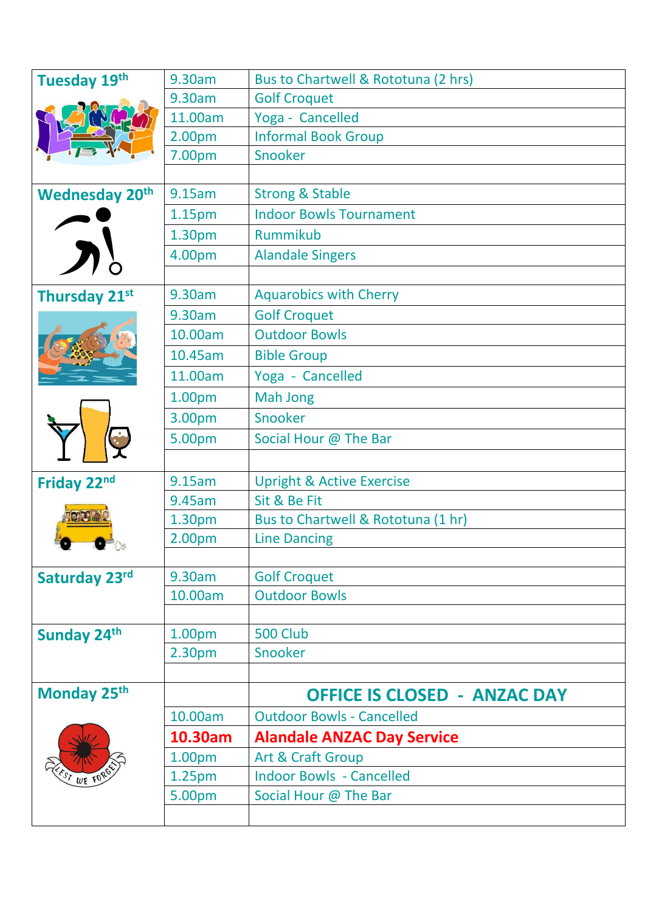| Day | Time | Activity |
|---|---|---|
| Tuesday 19th | 9.30am | Bus to Chartwell & Rototuna (2 hrs) |
| | 9.30am | Golf Croquet |
| | 11.00am | Yoga - Cancelled |
| | 2.00pm | Informal Book Group |
| | 7.00pm | Snooker |
| Wednesday 20th | 9.15am | Strong & Stable |
| | 1.15pm | Indoor Bowls Tournament |
| | 1.30pm | Rummikub |
| | 4.00pm | Alandale Singers |
| Thursday 21st | 9.30am | Aquarobics with Cherry |
| | 9.30am | Golf Croquet |
| | 10.00am | Outdoor Bowls |
| | 10.45am | Bible Group |
| | 11.00am | Yoga - Cancelled |
| | 1.00pm | Mah Jong |
| | 3.00pm | Snooker |
| | 5.00pm | Social Hour @ The Bar |
| Friday 22nd | 9.15am | Upright & Active Exercise |
| | 9.45am | Sit & Be Fit |
| | 1.30pm | Bus to Chartwell & Rototuna (1 hr) |
| | 2.00pm | Line Dancing |
| Saturday 23rd | 9.30am | Golf Croquet |
| | 10.00am | Outdoor Bowls |
| Sunday 24th | 1.00pm | 500 Club |
| | 2.30pm | Snooker |
| Monday 25th | | **OFFICE IS CLOSED - ANZAC DAY** |
| | 10.00am | Outdoor Bowls - Cancelled |
| | **10.30am** | **Alandale ANZAC Day Service** |
| | 1.00pm | Art & Craft Group |
| | 1.25pm | Indoor Bowls - Cancelled |
| | 5.00pm | Social Hour @ The Bar |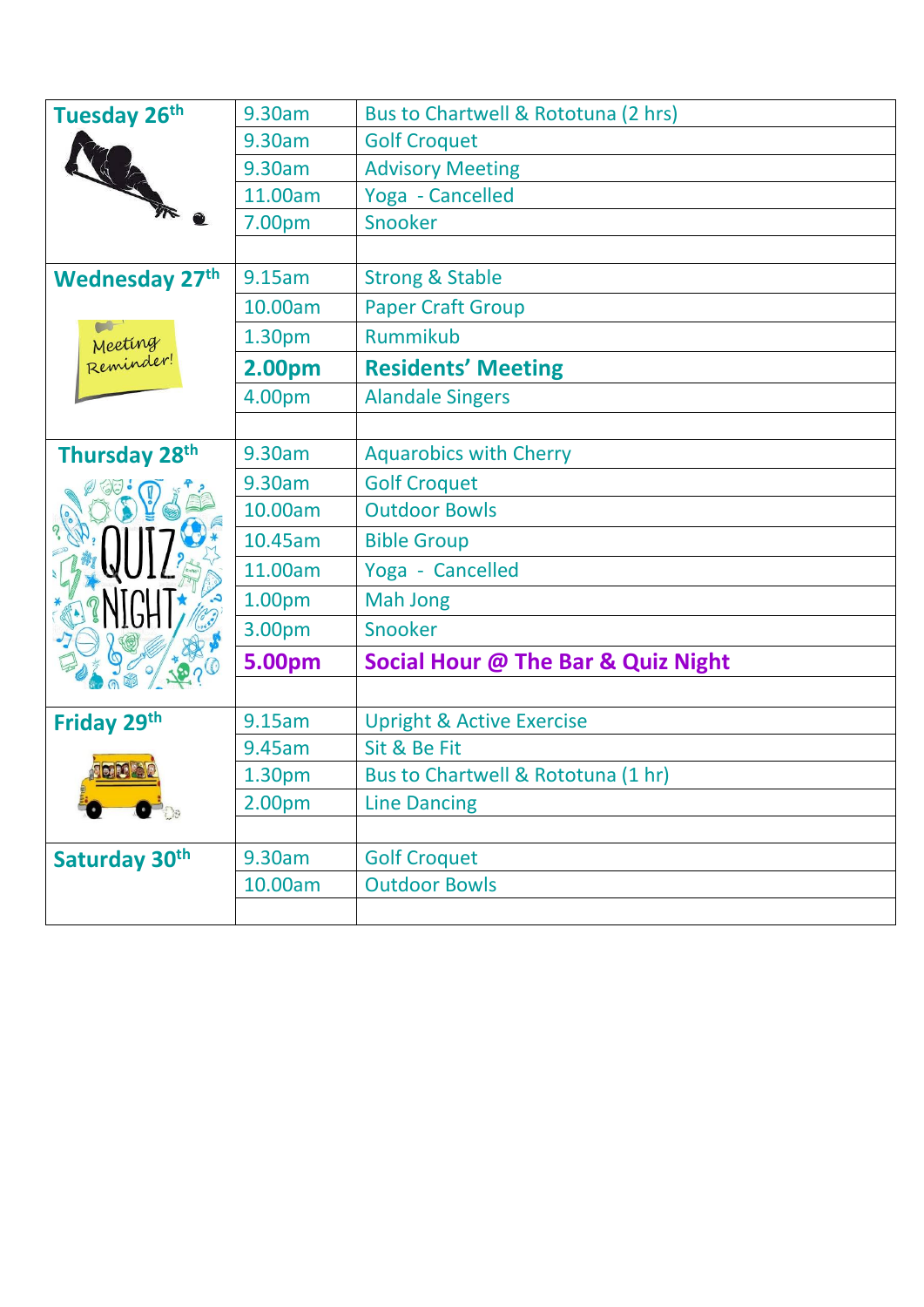| | | |
|---|---|---|
| **Tuesday 26th** | 9.30am | Bus to Chartwell & Rototuna (2 hrs) |
| | 9.30am | Golf Croquet |
| | 9.30am | Advisory Meeting |
| | 11.00am | Yoga - Cancelled |
| | 7.00pm | Snooker |
| | | |
| **Wednesday 27th** | 9.15am | Strong & Stable |
| Meeting Reminder! | 10.00am | Paper Craft Group |
| | 1.30pm | Rummikub |
| | **2.00pm** | **Residents' Meeting** |
| | 4.00pm | Alandale Singers |
| | | |
| **Thursday 28th** | 9.30am | Aquarobics with Cherry |
| QUIZ NIGHT | 9.30am | Golf Croquet |
| | 10.00am | Outdoor Bowls |
| | 10.45am | Bible Group |
| | 11.00am | Yoga - Cancelled |
| | 1.00pm | Mah Jong |
| | 3.00pm | Snooker |
| | **5.00pm** | **Social Hour @ The Bar & Quiz Night** |
| | | |
| **Friday 29th** | 9.15am | Upright & Active Exercise |
| | 9.45am | Sit & Be Fit |
| | 1.30pm | Bus to Chartwell & Rototuna (1 hr) |
| | 2.00pm | Line Dancing |
| | | |
| **Saturday 30th** | 9.30am | Golf Croquet |
| | 10.00am | Outdoor Bowls |
| | | |